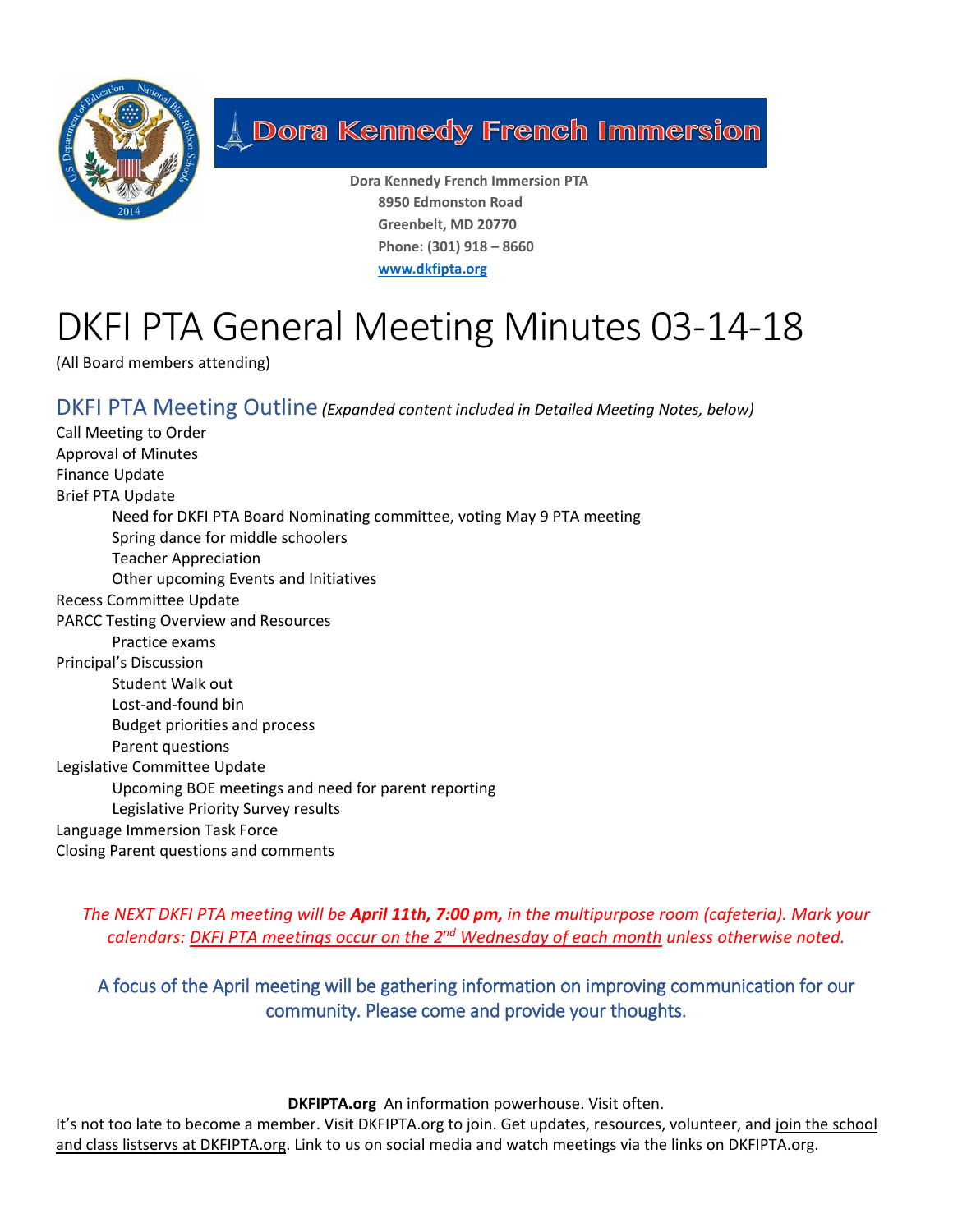Dora Kennedy French Immersion

**Dora Kennedy French Immersion PTA**
**8950 Edmonston Road**
**Greenbelt, MD 20770**
**Phone: (301) 918 – 8660**
**www.dkfipta.org**

# DKFI PTA General Meeting Minutes 03-14-18

(All Board members attending)

## DKFI PTA Meeting Outline *(Expanded content included in Detailed Meeting Notes, below)*

Call Meeting to Order
Approval of Minutes
Finance Update
Brief PTA Update
- Need for DKFI PTA Board Nominating committee, voting May 9 PTA meeting
- Spring dance for middle schoolers
- Teacher Appreciation
- Other upcoming Events and Initiatives

Recess Committee Update
PARCC Testing Overview and Resources
- Practice exams

Principal's Discussion
- Student Walk out
- Lost-and-found bin
- Budget priorities and process
- Parent questions

Legislative Committee Update
- Upcoming BOE meetings and need for parent reporting
- Legislative Priority Survey results

Language Immersion Task Force
Closing Parent questions and comments

*The NEXT DKFI PTA meeting will be **April 11th, 7:00 pm,** in the multipurpose room (cafeteria). Mark your calendars: DKFI PTA meetings occur on the 2nd Wednesday of each month unless otherwise noted.*

A focus of the April meeting will be gathering information on improving communication for our community. Please come and provide your thoughts.

**DKFIPTA.org** An information powerhouse. Visit often.
It's not too late to become a member. Visit DKFIPTA.org to join. Get updates, resources, volunteer, and join the school and class listservs at DKFIPTA.org. Link to us on social media and watch meetings via the links on DKFIPTA.org.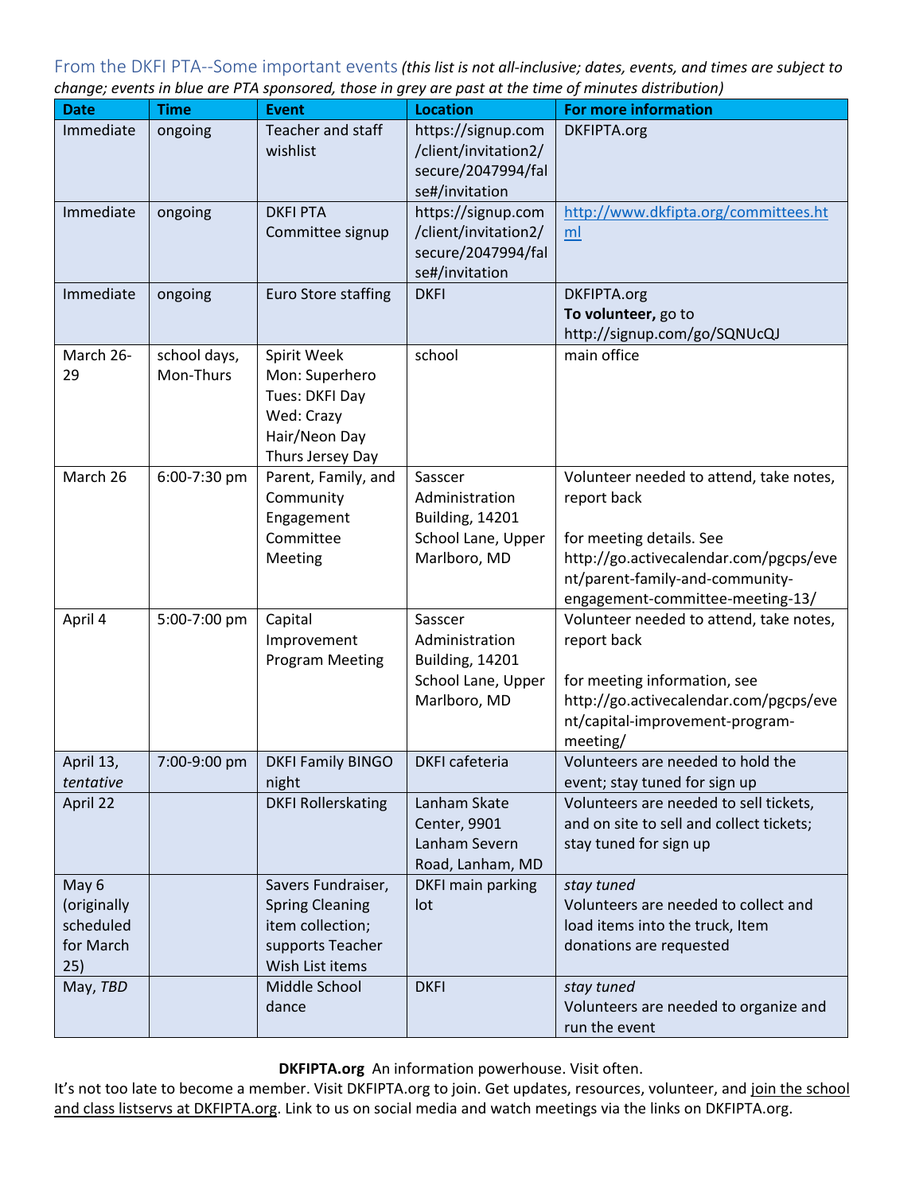## From the DKFI PTA--Some important events *(this list is not all-inclusive; dates, events, and times are subject to change; events in blue are PTA sponsored, those in grey are past at the time of minutes distribution)*

| Date | Time | Event | Location | For more information |
|---|---|---|---|---|
| Immediate | ongoing | Teacher and staff wishlist | https://signup.com/client/invitation2/secure/2047994/false#/invitation | DKFIPTA.org |
| Immediate | ongoing | DKFI PTA Committee signup | https://signup.com/client/invitation2/secure/2047994/false#/invitation | http://www.dkfipta.org/committees.html |
| Immediate | ongoing | Euro Store staffing | DKFI | DKFIPTA.org<br>**To volunteer,** go to http://signup.com/go/SQNUcQJ |
| March 26-29 | school days, Mon-Thurs | Spirit Week<br>Mon: Superhero<br>Tues: DKFI Day<br>Wed: Crazy Hair/Neon Day<br>Thurs Jersey Day | school | main office |
| March 26 | 6:00-7:30 pm | Parent, Family, and Community Engagement Committee Meeting | Sasscer Administration Building, 14201 School Lane, Upper Marlboro, MD | Volunteer needed to attend, take notes, report back<br><br>for meeting details. See http://go.activecalendar.com/pgcps/event/parent-family-and-community-engagement-committee-meeting-13/ |
| April 4 | 5:00-7:00 pm | Capital Improvement Program Meeting | Sasscer Administration Building, 14201 School Lane, Upper Marlboro, MD | Volunteer needed to attend, take notes, report back<br><br>for meeting information, see http://go.activecalendar.com/pgcps/event/capital-improvement-program-meeting/ |
| April 13, *tentative* | 7:00-9:00 pm | DKFI Family BINGO night | DKFI cafeteria | Volunteers are needed to hold the event; stay tuned for sign up |
| April 22 | | DKFI Rollerskating | Lanham Skate Center, 9901 Lanham Severn Road, Lanham, MD | Volunteers are needed to sell tickets, and on site to sell and collect tickets; stay tuned for sign up |
| May 6 (originally scheduled for March 25) | | Savers Fundraiser, Spring Cleaning item collection; supports Teacher Wish List items | DKFI main parking lot | *stay tuned*<br>Volunteers are needed to collect and load items into the truck, Item donations are requested |
| May, *TBD* | | Middle School dance | DKFI | *stay tuned*<br>Volunteers are needed to organize and run the event |

**DKFIPTA.org** An information powerhouse. Visit often.

It's not too late to become a member. Visit DKFIPTA.org to join. Get updates, resources, volunteer, and join the school and class listservs at DKFIPTA.org. Link to us on social media and watch meetings via the links on DKFIPTA.org.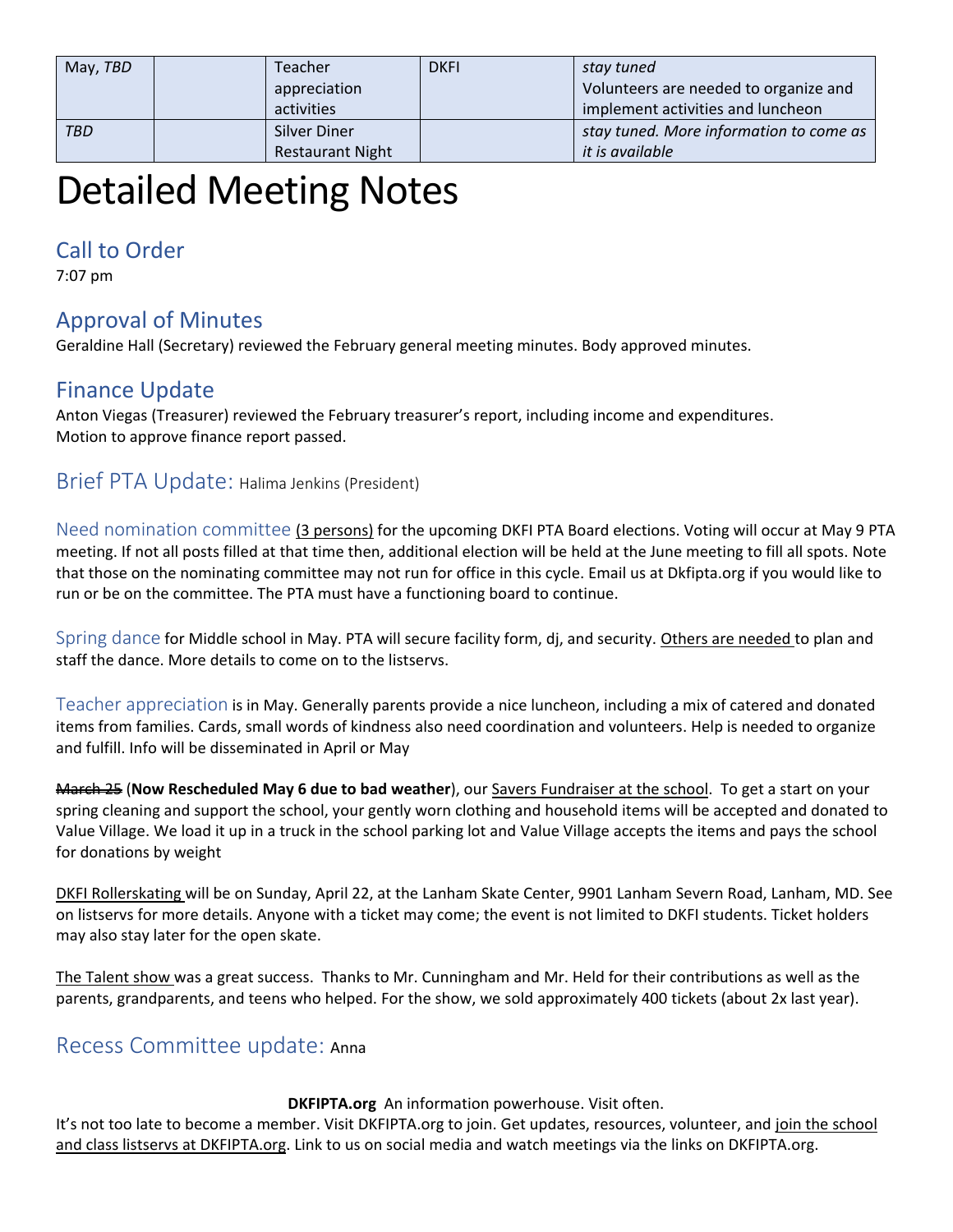| May, *TBD* | | Teacher appreciation activities | DKFI | *stay tuned* Volunteers are needed to organize and implement activities and luncheon |
|---|---|---|---|---|
| *TBD* | | Silver Diner Restaurant Night | | *stay tuned. More information to come as it is available* |

# Detailed Meeting Notes

## Call to Order

7:07 pm

## Approval of Minutes

Geraldine Hall (Secretary) reviewed the February general meeting minutes. Body approved minutes.

## Finance Update

Anton Viegas (Treasurer) reviewed the February treasurer's report, including income and expenditures.
Motion to approve finance report passed.

## Brief PTA Update: Halima Jenkins (President)

Need nomination committee (3 persons) for the upcoming DKFI PTA Board elections. Voting will occur at May 9 PTA meeting. If not all posts filled at that time then, additional election will be held at the June meeting to fill all spots. Note that those on the nominating committee may not run for office in this cycle. Email us at Dkfipta.org if you would like to run or be on the committee. The PTA must have a functioning board to continue.

Spring dance for Middle school in May. PTA will secure facility form, dj, and security. Others are needed to plan and staff the dance. More details to come on to the listservs.

Teacher appreciation is in May. Generally parents provide a nice luncheon, including a mix of catered and donated items from families. Cards, small words of kindness also need coordination and volunteers. Help is needed to organize and fulfill. Info will be disseminated in April or May

~~March 25~~ (**Now Rescheduled May 6 due to bad weather**), our Savers Fundraiser at the school. To get a start on your spring cleaning and support the school, your gently worn clothing and household items will be accepted and donated to Value Village. We load it up in a truck in the school parking lot and Value Village accepts the items and pays the school for donations by weight

DKFI Rollerskating will be on Sunday, April 22, at the Lanham Skate Center, 9901 Lanham Severn Road, Lanham, MD. See on listservs for more details. Anyone with a ticket may come; the event is not limited to DKFI students. Ticket holders may also stay later for the open skate.

The Talent show was a great success. Thanks to Mr. Cunningham and Mr. Held for their contributions as well as the parents, grandparents, and teens who helped. For the show, we sold approximately 400 tickets (about 2x last year).

## Recess Committee update: Anna

**DKFIPTA.org** An information powerhouse. Visit often.
It's not too late to become a member. Visit DKFIPTA.org to join. Get updates, resources, volunteer, and join the school and class listservs at DKFIPTA.org. Link to us on social media and watch meetings via the links on DKFIPTA.org.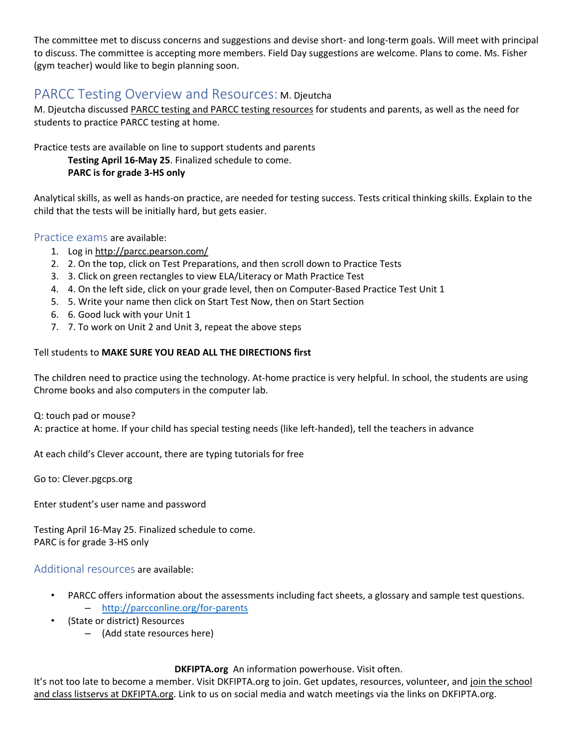The committee met to discuss concerns and suggestions and devise short- and long-term goals. Will meet with principal to discuss. The committee is accepting more members. Field Day suggestions are welcome. Plans to come. Ms. Fisher (gym teacher) would like to begin planning soon.

## PARCC Testing Overview and Resources: M. Djeutcha

M. Djeutcha discussed PARCC testing and PARCC testing resources for students and parents, as well as the need for students to practice PARCC testing at home.

Practice tests are available on line to support students and parents

> **Testing April 16-May 25**. Finalized schedule to come.
> **PARC is for grade 3-HS only**

Analytical skills, as well as hands-on practice, are needed for testing success. Tests critical thinking skills. Explain to the child that the tests will be initially hard, but gets easier.

### Practice exams are available:

1. Log in http://parcc.pearson.com/
2. 2. On the top, click on Test Preparations, and then scroll down to Practice Tests
3. 3. Click on green rectangles to view ELA/Literacy or Math Practice Test
4. 4. On the left side, click on your grade level, then on Computer-Based Practice Test Unit 1
5. 5. Write your name then click on Start Test Now, then on Start Section
6. 6. Good luck with your Unit 1
7. 7. To work on Unit 2 and Unit 3, repeat the above steps

Tell students to **MAKE SURE YOU READ ALL THE DIRECTIONS first**

The children need to practice using the technology. At-home practice is very helpful. In school, the students are using Chrome books and also computers in the computer lab.

Q: touch pad or mouse?
A: practice at home. If your child has special testing needs (like left-handed), tell the teachers in advance

At each child's Clever account, there are typing tutorials for free

Go to: Clever.pgcps.org

Enter student's user name and password

Testing April 16-May 25. Finalized schedule to come.
PARC is for grade 3-HS only

### Additional resources are available:

- PARCC offers information about the assessments including fact sheets, a glossary and sample test questions.
  - http://parcconline.org/for-parents
- (State or district) Resources
  - (Add state resources here)

**DKFIPTA.org** An information powerhouse. Visit often.
It's not too late to become a member. Visit DKFIPTA.org to join. Get updates, resources, volunteer, and join the school and class listservs at DKFIPTA.org. Link to us on social media and watch meetings via the links on DKFIPTA.org.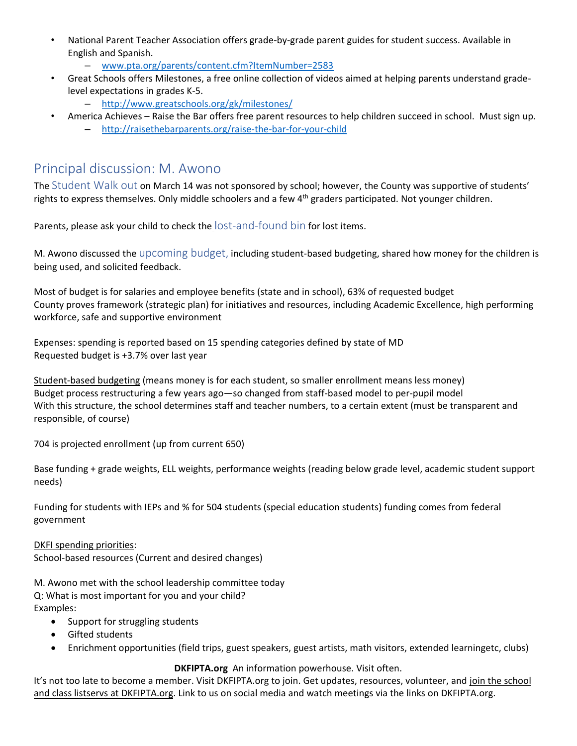- National Parent Teacher Association offers grade-by-grade parent guides for student success. Available in English and Spanish.
  - www.pta.org/parents/content.cfm?ItemNumber=2583
- Great Schools offers Milestones, a free online collection of videos aimed at helping parents understand grade-level expectations in grades K-5.
  - http://www.greatschools.org/gk/milestones/
- America Achieves – Raise the Bar offers free parent resources to help children succeed in school. Must sign up.
  - http://raisethebarparents.org/raise-the-bar-for-your-child

## Principal discussion: M. Awono

The Student Walk out on March 14 was not sponsored by school; however, the County was supportive of students' rights to express themselves. Only middle schoolers and a few 4th graders participated. Not younger children.

Parents, please ask your child to check the lost-and-found bin for lost items.

M. Awono discussed the upcoming budget, including student-based budgeting, shared how money for the children is being used, and solicited feedback.

Most of budget is for salaries and employee benefits (state and in school), 63% of requested budget
County proves framework (strategic plan) for initiatives and resources, including Academic Excellence, high performing workforce, safe and supportive environment

Expenses: spending is reported based on 15 spending categories defined by state of MD
Requested budget is +3.7% over last year

Student-based budgeting (means money is for each student, so smaller enrollment means less money)
Budget process restructuring a few years ago—so changed from staff-based model to per-pupil model
With this structure, the school determines staff and teacher numbers, to a certain extent (must be transparent and responsible, of course)

704 is projected enrollment (up from current 650)

Base funding + grade weights, ELL weights, performance weights (reading below grade level, academic student support needs)

Funding for students with IEPs and % for 504 students (special education students) funding comes from federal government

DKFI spending priorities:
School-based resources (Current and desired changes)

M. Awono met with the school leadership committee today
Q: What is most important for you and your child?
Examples:

- Support for struggling students
- Gifted students
- Enrichment opportunities (field trips, guest speakers, guest artists, math visitors, extended learningetc, clubs)

**DKFIPTA.org** An information powerhouse. Visit often.
It's not too late to become a member. Visit DKFIPTA.org to join. Get updates, resources, volunteer, and join the school and class listservs at DKFIPTA.org. Link to us on social media and watch meetings via the links on DKFIPTA.org.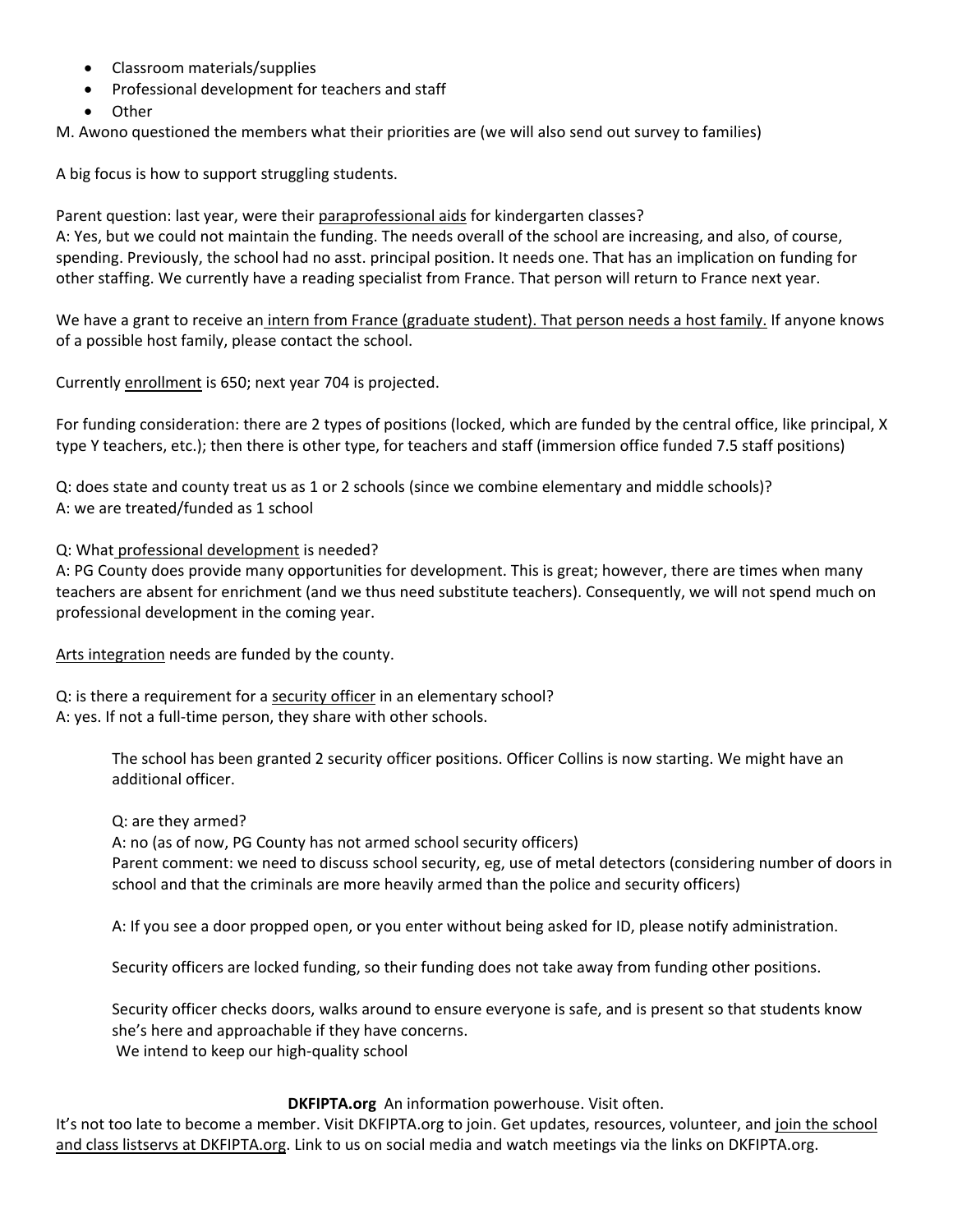- Classroom materials/supplies
- Professional development for teachers and staff
- Other

M. Awono questioned the members what their priorities are (we will also send out survey to families)

A big focus is how to support struggling students.

Parent question: last year, were their paraprofessional aids for kindergarten classes?
A: Yes, but we could not maintain the funding. The needs overall of the school are increasing, and also, of course, spending. Previously, the school had no asst. principal position. It needs one. That has an implication on funding for other staffing. We currently have a reading specialist from France. That person will return to France next year.

We have a grant to receive an intern from France (graduate student). That person needs a host family. If anyone knows of a possible host family, please contact the school.

Currently enrollment is 650; next year 704 is projected.

For funding consideration: there are 2 types of positions (locked, which are funded by the central office, like principal, X type Y teachers, etc.); then there is other type, for teachers and staff (immersion office funded 7.5 staff positions)

Q: does state and county treat us as 1 or 2 schools (since we combine elementary and middle schools)?
A: we are treated/funded as 1 school

Q: What professional development is needed?
A: PG County does provide many opportunities for development. This is great; however, there are times when many teachers are absent for enrichment (and we thus need substitute teachers). Consequently, we will not spend much on professional development in the coming year.

Arts integration needs are funded by the county.

Q: is there a requirement for a security officer in an elementary school?
A: yes. If not a full-time person, they share with other schools.

> The school has been granted 2 security officer positions. Officer Collins is now starting. We might have an additional officer.
>
> Q: are they armed?
> A: no (as of now, PG County has not armed school security officers)
> Parent comment: we need to discuss school security, eg, use of metal detectors (considering number of doors in school and that the criminals are more heavily armed than the police and security officers)
>
> A: If you see a door propped open, or you enter without being asked for ID, please notify administration.
>
> Security officers are locked funding, so their funding does not take away from funding other positions.
>
> Security officer checks doors, walks around to ensure everyone is safe, and is present so that students know she's here and approachable if they have concerns.
> We intend to keep our high-quality school

**DKFIPTA.org** An information powerhouse. Visit often.
It's not too late to become a member. Visit DKFIPTA.org to join. Get updates, resources, volunteer, and join the school and class listservs at DKFIPTA.org. Link to us on social media and watch meetings via the links on DKFIPTA.org.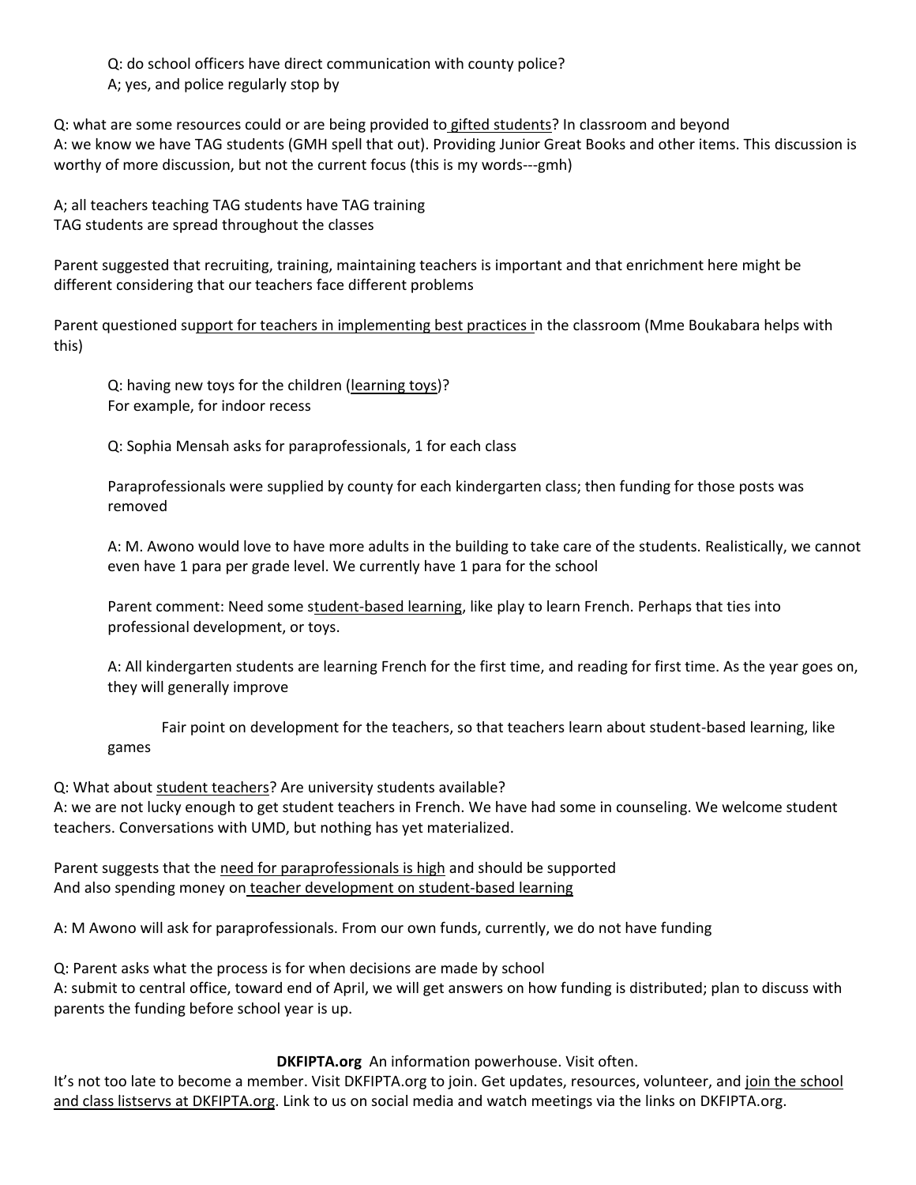Q: do school officers have direct communication with county police?
A; yes, and police regularly stop by

Q: what are some resources could or are being provided to gifted students? In classroom and beyond
A: we know we have TAG students (GMH spell that out). Providing Junior Great Books and other items. This discussion is worthy of more discussion, but not the current focus (this is my words---gmh)

A; all teachers teaching TAG students have TAG training
TAG students are spread throughout the classes

Parent suggested that recruiting, training, maintaining teachers is important and that enrichment here might be different considering that our teachers face different problems

Parent questioned support for teachers in implementing best practices in the classroom (Mme Boukabara helps with this)

Q: having new toys for the children (learning toys)?
For example, for indoor recess

Q: Sophia Mensah asks for paraprofessionals, 1 for each class

Paraprofessionals were supplied by county for each kindergarten class; then funding for those posts was removed

A: M. Awono would love to have more adults in the building to take care of the students. Realistically, we cannot even have 1 para per grade level. We currently have 1 para for the school

Parent comment: Need some student-based learning, like play to learn French. Perhaps that ties into professional development, or toys.

A: All kindergarten students are learning French for the first time, and reading for first time. As the year goes on, they will generally improve

Fair point on development for the teachers, so that teachers learn about student-based learning, like games

Q: What about student teachers? Are university students available?
A: we are not lucky enough to get student teachers in French. We have had some in counseling. We welcome student teachers. Conversations with UMD, but nothing has yet materialized.

Parent suggests that the need for paraprofessionals is high and should be supported
And also spending money on teacher development on student-based learning

A: M Awono will ask for paraprofessionals. From our own funds, currently, we do not have funding

Q: Parent asks what the process is for when decisions are made by school
A: submit to central office, toward end of April, we will get answers on how funding is distributed; plan to discuss with parents the funding before school year is up.

**DKFIPTA.org** An information powerhouse. Visit often.
It's not too late to become a member. Visit DKFIPTA.org to join. Get updates, resources, volunteer, and join the school and class listservs at DKFIPTA.org. Link to us on social media and watch meetings via the links on DKFIPTA.org.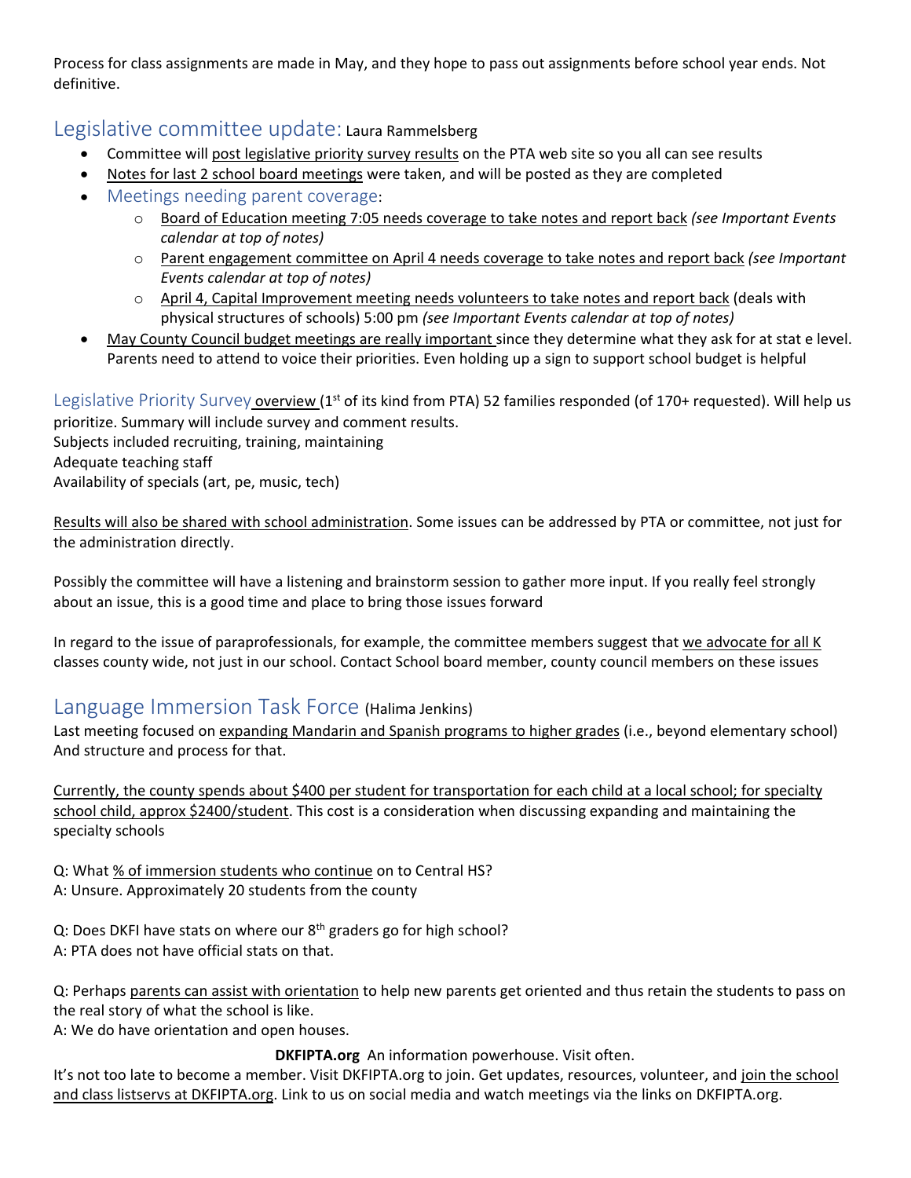Process for class assignments are made in May, and they hope to pass out assignments before school year ends. Not definitive.

## Legislative committee update: Laura Rammelsberg

- Committee will post legislative priority survey results on the PTA web site so you all can see results
- Notes for last 2 school board meetings were taken, and will be posted as they are completed
- Meetings needing parent coverage:
    - Board of Education meeting 7:05 needs coverage to take notes and report back *(see Important Events calendar at top of notes)*
    - Parent engagement committee on April 4 needs coverage to take notes and report back *(see Important Events calendar at top of notes)*
    - April 4, Capital Improvement meeting needs volunteers to take notes and report back (deals with physical structures of schools) 5:00 pm *(see Important Events calendar at top of notes)*
- May County Council budget meetings are really important since they determine what they ask for at stat e level. Parents need to attend to voice their priorities. Even holding up a sign to support school budget is helpful

Legislative Priority Survey overview (1st of its kind from PTA) 52 families responded (of 170+ requested). Will help us prioritize. Summary will include survey and comment results.
Subjects included recruiting, training, maintaining
Adequate teaching staff
Availability of specials (art, pe, music, tech)

Results will also be shared with school administration. Some issues can be addressed by PTA or committee, not just for the administration directly.

Possibly the committee will have a listening and brainstorm session to gather more input. If you really feel strongly about an issue, this is a good time and place to bring those issues forward

In regard to the issue of paraprofessionals, for example, the committee members suggest that we advocate for all K classes county wide, not just in our school. Contact School board member, county council members on these issues

## Language Immersion Task Force (Halima Jenkins)

Last meeting focused on expanding Mandarin and Spanish programs to higher grades (i.e., beyond elementary school) And structure and process for that.

Currently, the county spends about $400 per student for transportation for each child at a local school; for specialty school child, approx $2400/student. This cost is a consideration when discussing expanding and maintaining the specialty schools

Q: What % of immersion students who continue on to Central HS?
A: Unsure. Approximately 20 students from the county

Q: Does DKFI have stats on where our 8th graders go for high school?
A: PTA does not have official stats on that.

Q: Perhaps parents can assist with orientation to help new parents get oriented and thus retain the students to pass on the real story of what the school is like.
A: We do have orientation and open houses.

**DKFIPTA.org** An information powerhouse. Visit often.

It's not too late to become a member. Visit DKFIPTA.org to join. Get updates, resources, volunteer, and join the school and class listservs at DKFIPTA.org. Link to us on social media and watch meetings via the links on DKFIPTA.org.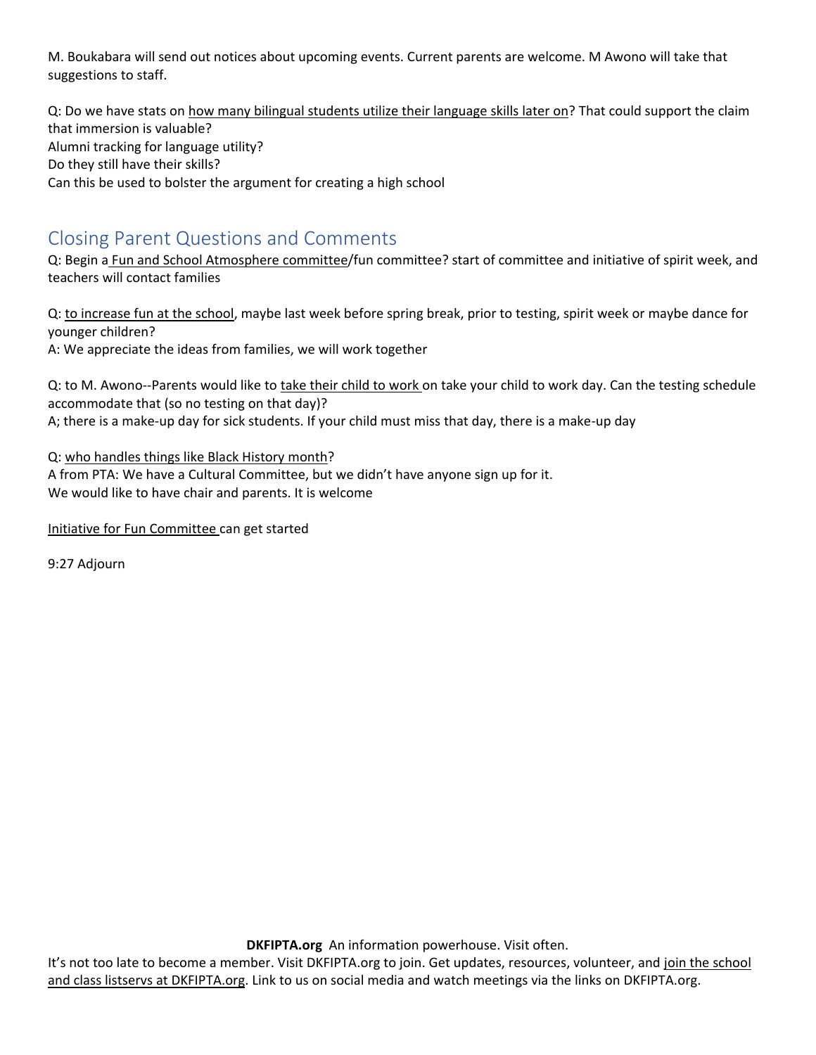M. Boukabara will send out notices about upcoming events. Current parents are welcome. M Awono will take that suggestions to staff.

Q: Do we have stats on how many bilingual students utilize their language skills later on? That could support the claim that immersion is valuable?
Alumni tracking for language utility?
Do they still have their skills?
Can this be used to bolster the argument for creating a high school

## Closing Parent Questions and Comments

Q: Begin a Fun and School Atmosphere committee/fun committee? start of committee and initiative of spirit week, and teachers will contact families

Q: to increase fun at the school, maybe last week before spring break, prior to testing, spirit week or maybe dance for younger children?
A: We appreciate the ideas from families, we will work together

Q: to M. Awono--Parents would like to take their child to work on take your child to work day. Can the testing schedule accommodate that (so no testing on that day)?
A; there is a make-up day for sick students. If your child must miss that day, there is a make-up day

Q: who handles things like Black History month?
A from PTA: We have a Cultural Committee, but we didn't have anyone sign up for it.
We would like to have chair and parents. It is welcome

Initiative for Fun Committee can get started

9:27 Adjourn

**DKFIPTA.org** An information powerhouse. Visit often.
It's not too late to become a member. Visit DKFIPTA.org to join. Get updates, resources, volunteer, and join the school and class listservs at DKFIPTA.org. Link to us on social media and watch meetings via the links on DKFIPTA.org.